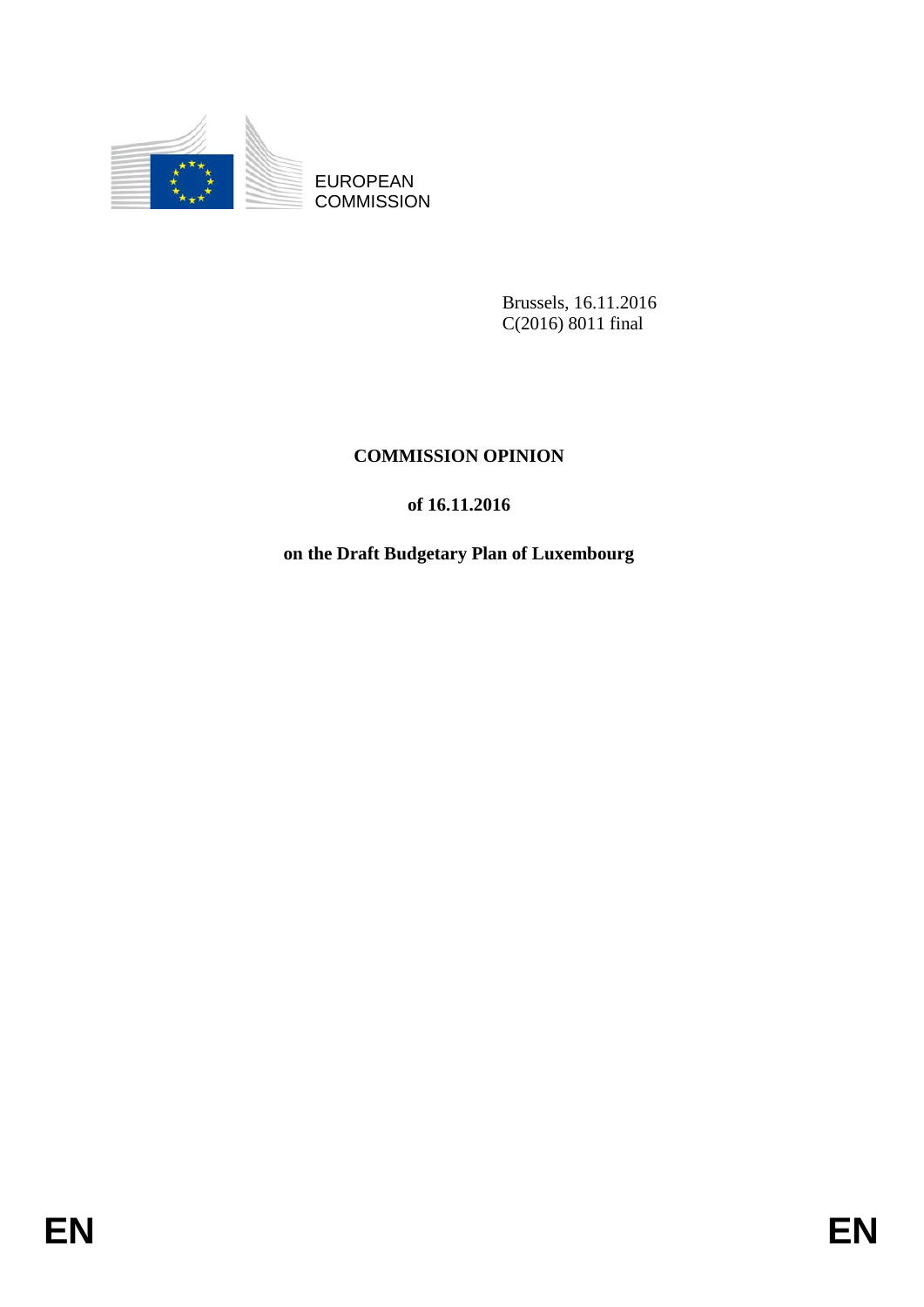EUROPEAN
COMMISSION

Brussels, 16.11.2016
C(2016) 8011 final

# COMMISSION OPINION

## of 16.11.2016

## on the Draft Budgetary Plan of Luxembourg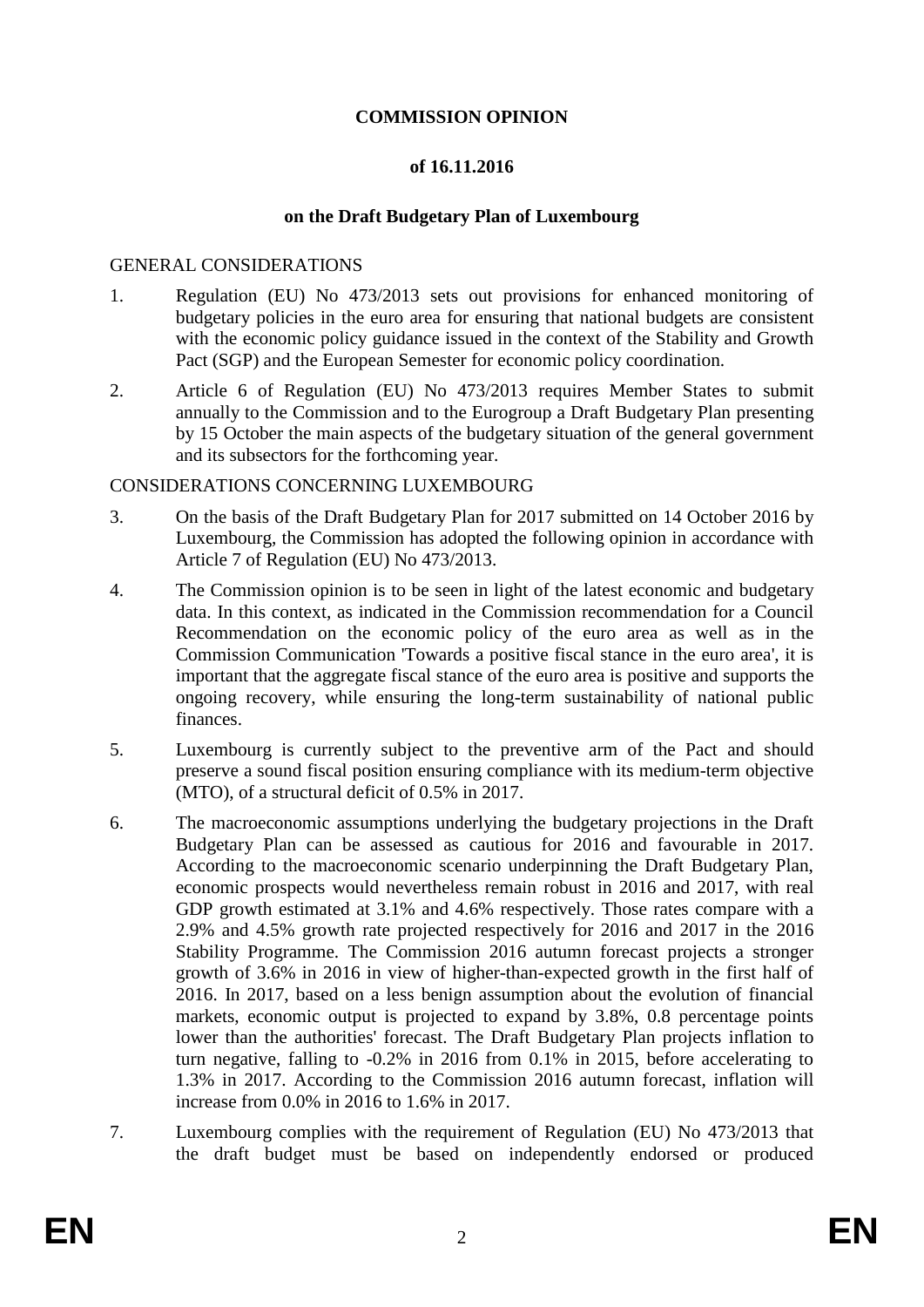**COMMISSION OPINION**

**of 16.11.2016**

**on the Draft Budgetary Plan of Luxembourg**

GENERAL CONSIDERATIONS

1. Regulation (EU) No 473/2013 sets out provisions for enhanced monitoring of budgetary policies in the euro area for ensuring that national budgets are consistent with the economic policy guidance issued in the context of the Stability and Growth Pact (SGP) and the European Semester for economic policy coordination.

2. Article 6 of Regulation (EU) No 473/2013 requires Member States to submit annually to the Commission and to the Eurogroup a Draft Budgetary Plan presenting by 15 October the main aspects of the budgetary situation of the general government and its subsectors for the forthcoming year.

CONSIDERATIONS CONCERNING LUXEMBOURG

3. On the basis of the Draft Budgetary Plan for 2017 submitted on 14 October 2016 by Luxembourg, the Commission has adopted the following opinion in accordance with Article 7 of Regulation (EU) No 473/2013.

4. The Commission opinion is to be seen in light of the latest economic and budgetary data. In this context, as indicated in the Commission recommendation for a Council Recommendation on the economic policy of the euro area as well as in the Commission Communication 'Towards a positive fiscal stance in the euro area', it is important that the aggregate fiscal stance of the euro area is positive and supports the ongoing recovery, while ensuring the long-term sustainability of national public finances.

5. Luxembourg is currently subject to the preventive arm of the Pact and should preserve a sound fiscal position ensuring compliance with its medium-term objective (MTO), of a structural deficit of 0.5% in 2017.

6. The macroeconomic assumptions underlying the budgetary projections in the Draft Budgetary Plan can be assessed as cautious for 2016 and favourable in 2017. According to the macroeconomic scenario underpinning the Draft Budgetary Plan, economic prospects would nevertheless remain robust in 2016 and 2017, with real GDP growth estimated at 3.1% and 4.6% respectively. Those rates compare with a 2.9% and 4.5% growth rate projected respectively for 2016 and 2017 in the 2016 Stability Programme. The Commission 2016 autumn forecast projects a stronger growth of 3.6% in 2016 in view of higher-than-expected growth in the first half of 2016. In 2017, based on a less benign assumption about the evolution of financial markets, economic output is projected to expand by 3.8%, 0.8 percentage points lower than the authorities' forecast. The Draft Budgetary Plan projects inflation to turn negative, falling to -0.2% in 2016 from 0.1% in 2015, before accelerating to 1.3% in 2017. According to the Commission 2016 autumn forecast, inflation will increase from 0.0% in 2016 to 1.6% in 2017.

7. Luxembourg complies with the requirement of Regulation (EU) No 473/2013 that the draft budget must be based on independently endorsed or produced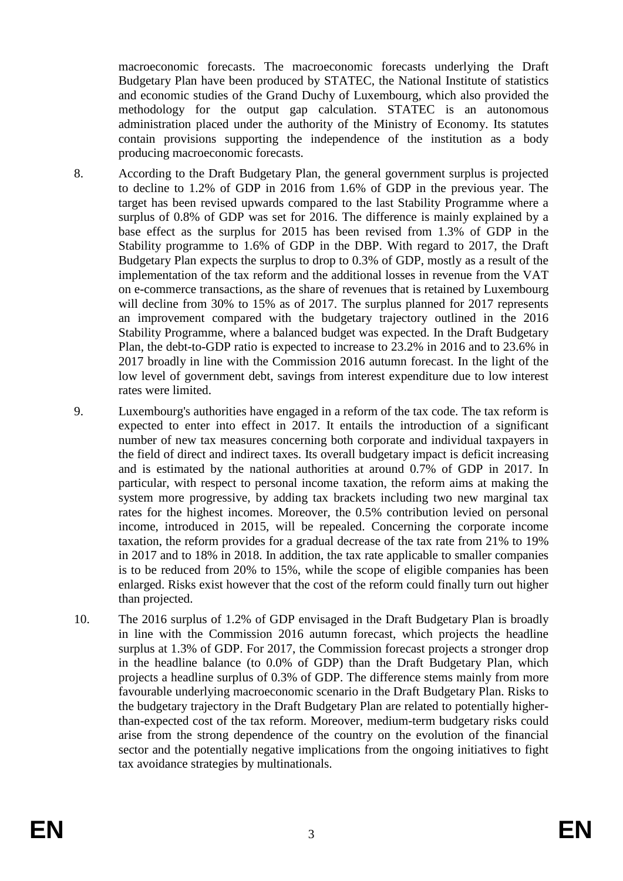macroeconomic forecasts. The macroeconomic forecasts underlying the Draft Budgetary Plan have been produced by STATEC, the National Institute of statistics and economic studies of the Grand Duchy of Luxembourg, which also provided the methodology for the output gap calculation. STATEC is an autonomous administration placed under the authority of the Ministry of Economy. Its statutes contain provisions supporting the independence of the institution as a body producing macroeconomic forecasts.

8. According to the Draft Budgetary Plan, the general government surplus is projected to decline to 1.2% of GDP in 2016 from 1.6% of GDP in the previous year. The target has been revised upwards compared to the last Stability Programme where a surplus of 0.8% of GDP was set for 2016. The difference is mainly explained by a base effect as the surplus for 2015 has been revised from 1.3% of GDP in the Stability programme to 1.6% of GDP in the DBP. With regard to 2017, the Draft Budgetary Plan expects the surplus to drop to 0.3% of GDP, mostly as a result of the implementation of the tax reform and the additional losses in revenue from the VAT on e-commerce transactions, as the share of revenues that is retained by Luxembourg will decline from 30% to 15% as of 2017. The surplus planned for 2017 represents an improvement compared with the budgetary trajectory outlined in the 2016 Stability Programme, where a balanced budget was expected. In the Draft Budgetary Plan, the debt-to-GDP ratio is expected to increase to 23.2% in 2016 and to 23.6% in 2017 broadly in line with the Commission 2016 autumn forecast. In the light of the low level of government debt, savings from interest expenditure due to low interest rates were limited.

9. Luxembourg's authorities have engaged in a reform of the tax code. The tax reform is expected to enter into effect in 2017. It entails the introduction of a significant number of new tax measures concerning both corporate and individual taxpayers in the field of direct and indirect taxes. Its overall budgetary impact is deficit increasing and is estimated by the national authorities at around 0.7% of GDP in 2017. In particular, with respect to personal income taxation, the reform aims at making the system more progressive, by adding tax brackets including two new marginal tax rates for the highest incomes. Moreover, the 0.5% contribution levied on personal income, introduced in 2015, will be repealed. Concerning the corporate income taxation, the reform provides for a gradual decrease of the tax rate from 21% to 19% in 2017 and to 18% in 2018. In addition, the tax rate applicable to smaller companies is to be reduced from 20% to 15%, while the scope of eligible companies has been enlarged. Risks exist however that the cost of the reform could finally turn out higher than projected.

10. The 2016 surplus of 1.2% of GDP envisaged in the Draft Budgetary Plan is broadly in line with the Commission 2016 autumn forecast, which projects the headline surplus at 1.3% of GDP. For 2017, the Commission forecast projects a stronger drop in the headline balance (to 0.0% of GDP) than the Draft Budgetary Plan, which projects a headline surplus of 0.3% of GDP. The difference stems mainly from more favourable underlying macroeconomic scenario in the Draft Budgetary Plan. Risks to the budgetary trajectory in the Draft Budgetary Plan are related to potentially higher-than-expected cost of the tax reform. Moreover, medium-term budgetary risks could arise from the strong dependence of the country on the evolution of the financial sector and the potentially negative implications from the ongoing initiatives to fight tax avoidance strategies by multinationals.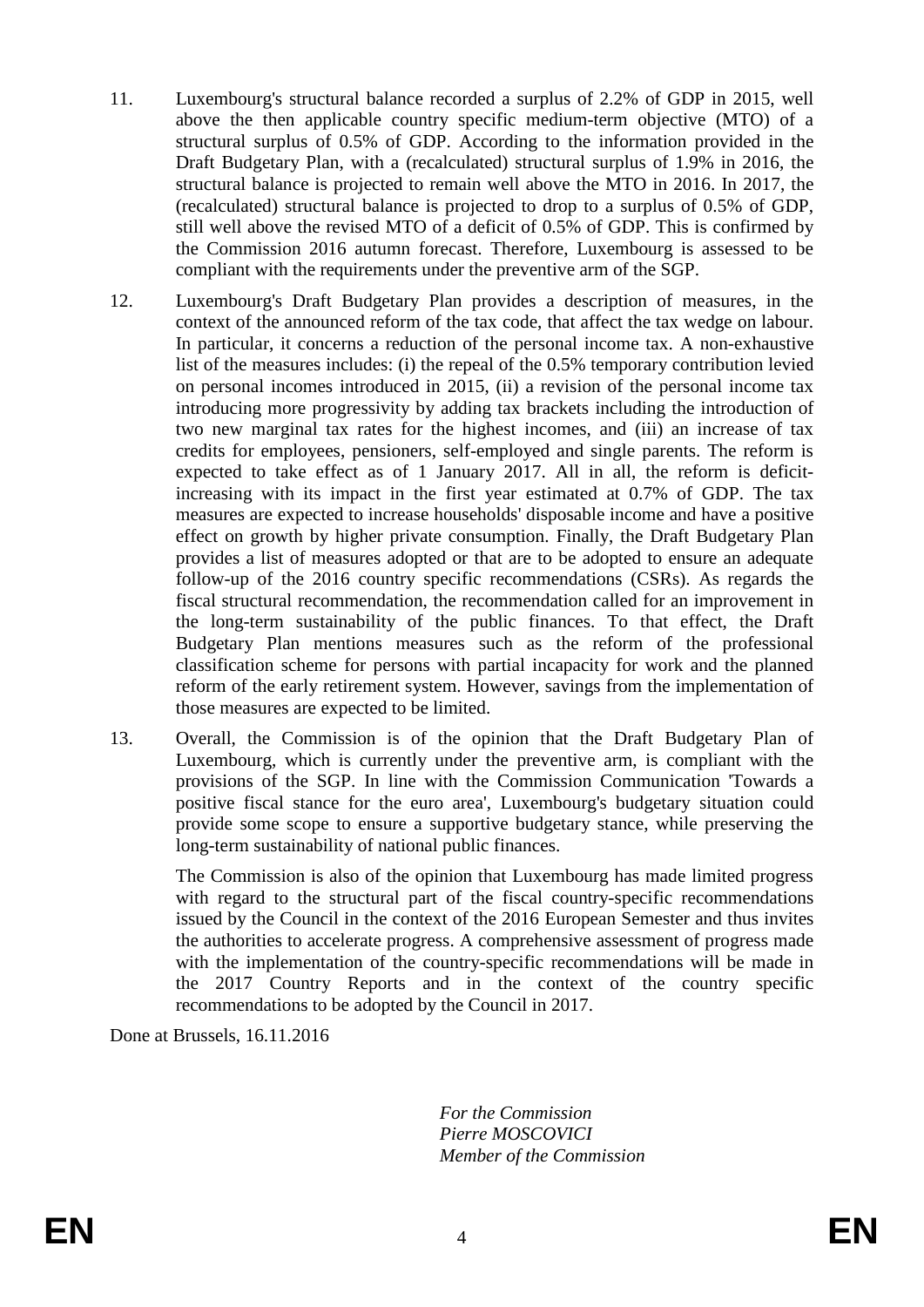11. Luxembourg's structural balance recorded a surplus of 2.2% of GDP in 2015, well above the then applicable country specific medium-term objective (MTO) of a structural surplus of 0.5% of GDP. According to the information provided in the Draft Budgetary Plan, with a (recalculated) structural surplus of 1.9% in 2016, the structural balance is projected to remain well above the MTO in 2016. In 2017, the (recalculated) structural balance is projected to drop to a surplus of 0.5% of GDP, still well above the revised MTO of a deficit of 0.5% of GDP. This is confirmed by the Commission 2016 autumn forecast. Therefore, Luxembourg is assessed to be compliant with the requirements under the preventive arm of the SGP.

12. Luxembourg's Draft Budgetary Plan provides a description of measures, in the context of the announced reform of the tax code, that affect the tax wedge on labour. In particular, it concerns a reduction of the personal income tax. A non-exhaustive list of the measures includes: (i) the repeal of the 0.5% temporary contribution levied on personal incomes introduced in 2015, (ii) a revision of the personal income tax introducing more progressivity by adding tax brackets including the introduction of two new marginal tax rates for the highest incomes, and (iii) an increase of tax credits for employees, pensioners, self-employed and single parents. The reform is expected to take effect as of 1 January 2017. All in all, the reform is deficit-increasing with its impact in the first year estimated at 0.7% of GDP. The tax measures are expected to increase households' disposable income and have a positive effect on growth by higher private consumption. Finally, the Draft Budgetary Plan provides a list of measures adopted or that are to be adopted to ensure an adequate follow-up of the 2016 country specific recommendations (CSRs). As regards the fiscal structural recommendation, the recommendation called for an improvement in the long-term sustainability of the public finances. To that effect, the Draft Budgetary Plan mentions measures such as the reform of the professional classification scheme for persons with partial incapacity for work and the planned reform of the early retirement system. However, savings from the implementation of those measures are expected to be limited.

13. Overall, the Commission is of the opinion that the Draft Budgetary Plan of Luxembourg, which is currently under the preventive arm, is compliant with the provisions of the SGP. In line with the Commission Communication 'Towards a positive fiscal stance for the euro area', Luxembourg's budgetary situation could provide some scope to ensure a supportive budgetary stance, while preserving the long-term sustainability of national public finances.

    The Commission is also of the opinion that Luxembourg has made limited progress with regard to the structural part of the fiscal country-specific recommendations issued by the Council in the context of the 2016 European Semester and thus invites the authorities to accelerate progress. A comprehensive assessment of progress made with the implementation of the country-specific recommendations will be made in the 2017 Country Reports and in the context of the country specific recommendations to be adopted by the Council in 2017.

Done at Brussels, 16.11.2016

*For the Commission*
*Pierre MOSCOVICI*
*Member of the Commission*